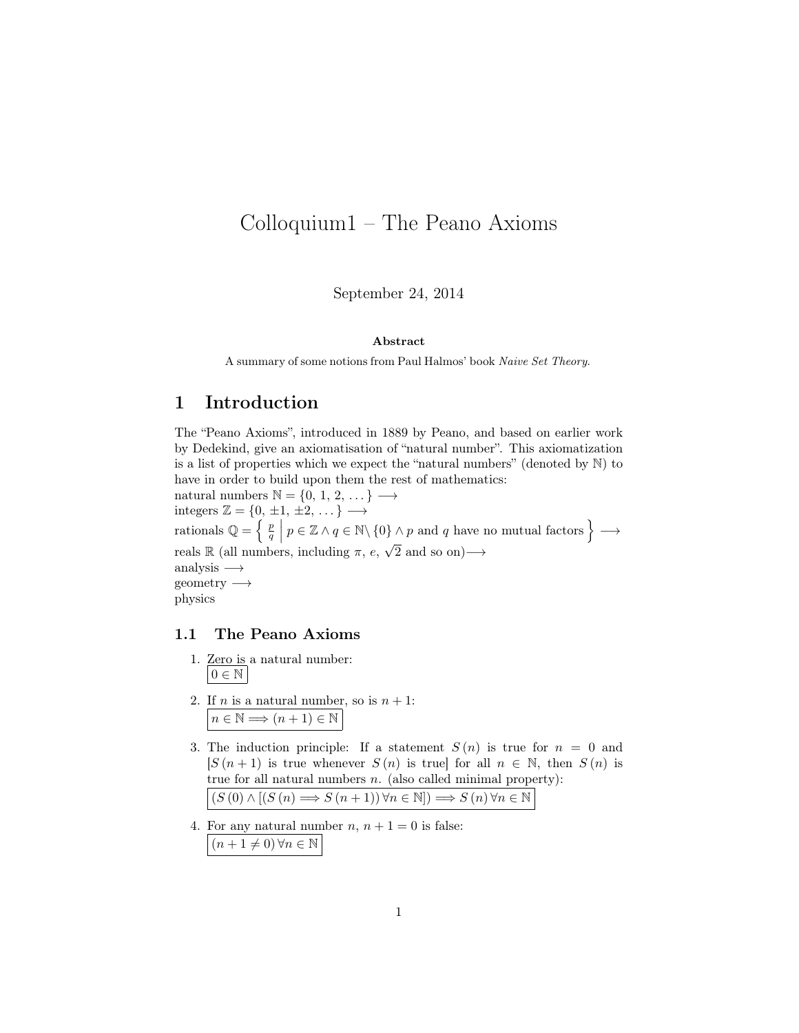# Colloquium1 – The Peano Axioms

September 24, 2014

**Abstract**

A summary of some notions from Paul Halmos' book *Naive Set Theory*.

## 1 Introduction

The "Peano Axioms", introduced in 1889 by Peano, and based on earlier work by Dedekind, give an axiomatisation of "natural number". This axiomatization is a list of properties which we expect the "natural numbers" (denoted by $\mathbb{N}$) to have in order to build upon them the rest of mathematics:
natural numbers $\mathbb{N} = \{0,\, 1,\, 2,\, \dots\} \longrightarrow$
integers $\mathbb{Z} = \{0,\, \pm 1,\, \pm 2,\, \dots\} \longrightarrow$
rationals $\mathbb{Q} = \left\{ \frac{p}{q} \,\middle|\, p \in \mathbb{Z} \wedge q \in \mathbb{N} \setminus \{0\} \wedge p \text{ and } q \text{ have no mutual factors} \right\} \longrightarrow$
reals $\mathbb{R}$ (all numbers, including $\pi$, $e$, $\sqrt{2}$ and so on)$\longrightarrow$
analysis $\longrightarrow$
geometry $\longrightarrow$
physics

### 1.1 The Peano Axioms

1. Zero is a natural number:
   $\boxed{0 \in \mathbb{N}}$

2. If $n$ is a natural number, so is $n+1$:
   $\boxed{n \in \mathbb{N} \Longrightarrow (n+1) \in \mathbb{N}}$

3. The induction principle: If a statement $S(n)$ is true for $n = 0$ and $[S(n+1)$ is true whenever $S(n)$ is true$]$ for all $n \in \mathbb{N}$, then $S(n)$ is true for all natural numbers $n$. (also called minimal property):
   $\boxed{(S(0) \wedge [(S(n) \Longrightarrow S(n+1))\, \forall n \in \mathbb{N}]) \Longrightarrow S(n)\, \forall n \in \mathbb{N}}$

4. For any natural number $n$, $n+1 = 0$ is false:
   $\boxed{(n+1 \neq 0)\, \forall n \in \mathbb{N}}$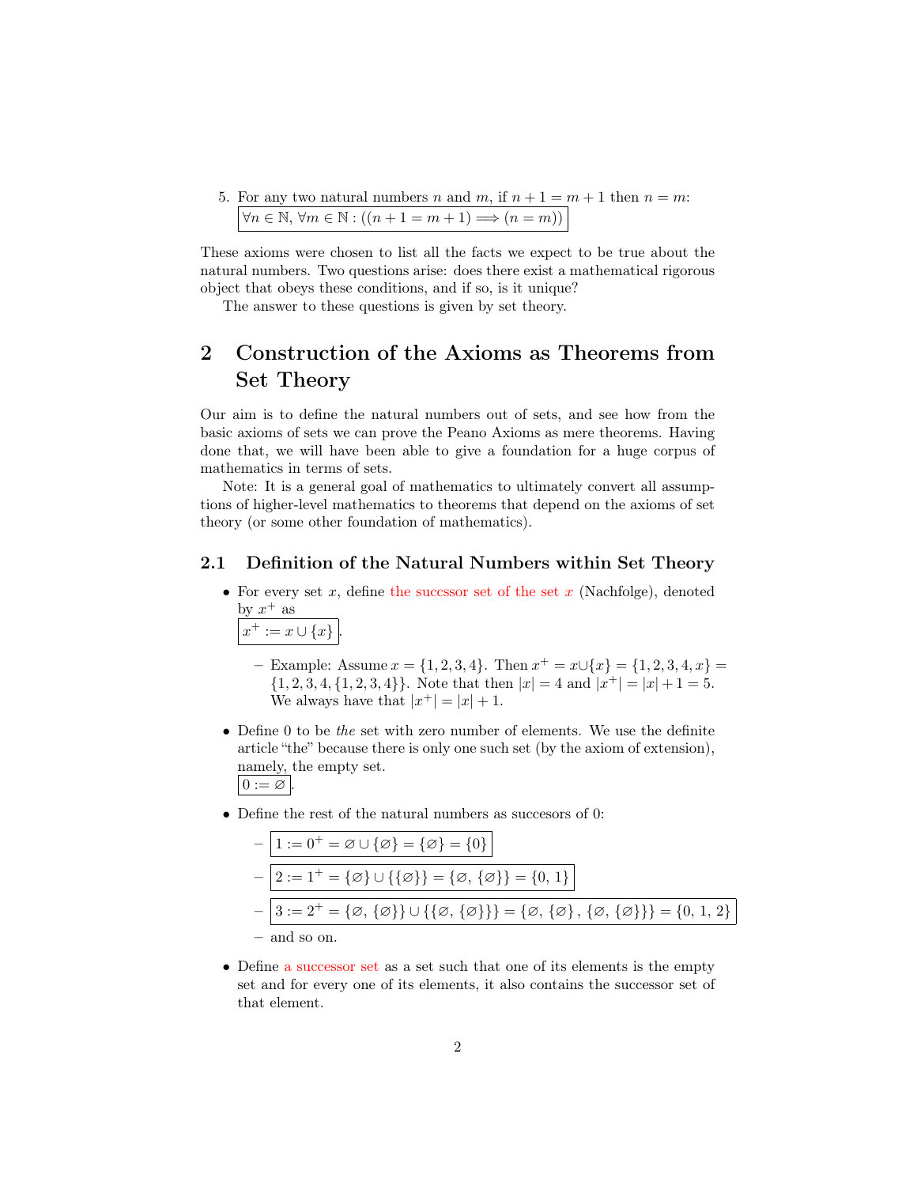5. For any two natural numbers $n$ and $m$, if $n+1=m+1$ then $n=m$:
   $\boxed{\forall n \in \mathbb{N}, \forall m \in \mathbb{N} : ((n+1=m+1) \implies (n=m))}$

These axioms were chosen to list all the facts we expect to be true about the natural numbers. Two questions arise: does there exist a mathematical rigorous object that obeys these conditions, and if so, is it unique?

The answer to these questions is given by set theory.

## 2 Construction of the Axioms as Theorems from Set Theory

Our aim is to define the natural numbers out of sets, and see how from the basic axioms of sets we can prove the Peano Axioms as mere theorems. Having done that, we will have been able to give a foundation for a huge corpus of mathematics in terms of sets.

Note: It is a general goal of mathematics to ultimately convert all assumptions of higher-level mathematics to theorems that depend on the axioms of set theory (or some other foundation of mathematics).

### 2.1 Definition of the Natural Numbers within Set Theory

- For every set $x$, define the succssor set of the set $x$ (Nachfolge), denoted by $x^+$ as
  $\boxed{x^+ := x \cup \{x\}}$.
  - Example: Assume $x = \{1,2,3,4\}$. Then $x^+ = x \cup \{x\} = \{1,2,3,4,x\} = \{1,2,3,4,\{1,2,3,4\}\}$. Note that then $|x| = 4$ and $|x^+| = |x|+1 = 5$. We always have that $|x^+| = |x|+1$.
- Define 0 to be *the* set with zero number of elements. We use the definite article "the" because there is only one such set (by the axiom of extension), namely, the empty set.
  $\boxed{0 := \varnothing}$.
- Define the rest of the natural numbers as succesors of 0:
  - $\boxed{1 := 0^+ = \varnothing \cup \{\varnothing\} = \{\varnothing\} = \{0\}}$
  - $\boxed{2 := 1^+ = \{\varnothing\} \cup \{\{\varnothing\}\} = \{\varnothing, \{\varnothing\}\} = \{0, 1\}}$
  - $\boxed{3 := 2^+ = \{\varnothing, \{\varnothing\}\} \cup \{\{\varnothing, \{\varnothing\}\}\} = \{\varnothing, \{\varnothing\}, \{\varnothing, \{\varnothing\}\}\} = \{0, 1, 2\}}$
  - and so on.
- Define a successor set as a set such that one of its elements is the empty set and for every one of its elements, it also contains the successor set of that element.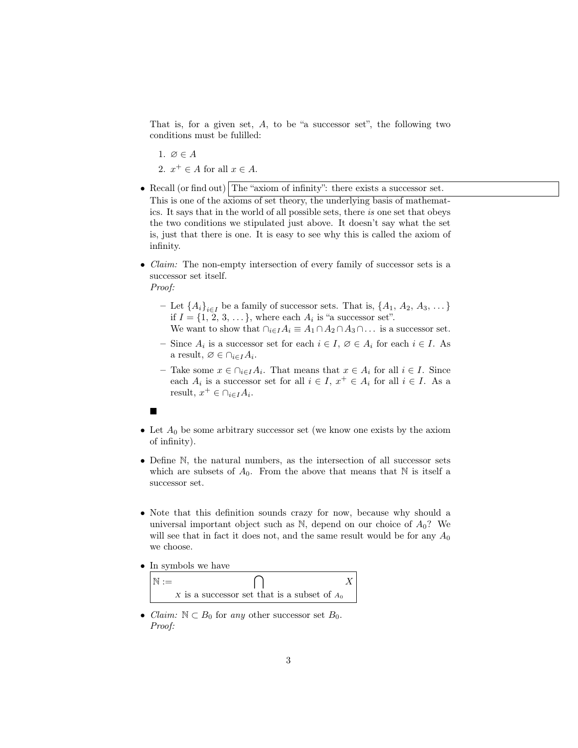That is, for a given set, $A$, to be "a successor set", the following two conditions must be fulilled:

1. $\varnothing \in A$
2. $x^+ \in A$ for all $x \in A$.

- Recall (or find out) The "axiom of infinity": there exists a successor set.
  This is one of the axioms of set theory, the underlying basis of mathematics. It says that in the world of all possible sets, there *is* one set that obeys the two conditions we stipulated just above. It doesn't say what the set is, just that there is one. It is easy to see why this is called the axiom of infinity.

- *Claim:* The non-empty intersection of every family of successor sets is a successor set itself.
  *Proof:*
  - Let $\{A_i\}_{i\in I}$ be a family of successor sets. That is, $\{A_1, A_2, A_3, \dots\}$ if $I = \{1, 2, 3, \dots\}$, where each $A_i$ is "a successor set".
    We want to show that $\cap_{i\in I} A_i \equiv A_1 \cap A_2 \cap A_3 \cap \dots$ is a successor set.
  - Since $A_i$ is a successor set for each $i \in I$, $\varnothing \in A_i$ for each $i \in I$. As a result, $\varnothing \in \cap_{i\in I} A_i$.
  - Take some $x \in \cap_{i\in I} A_i$. That means that $x \in A_i$ for all $i \in I$. Since each $A_i$ is a successor set for all $i \in I$, $x^+ \in A_i$ for all $i \in I$. As a result, $x^+ \in \cap_I A_i$.

  ■

- Let $A_0$ be some arbitrary successor set (we know one exists by the axiom of infinity).

- Define $\mathbb{N}$, the natural numbers, as the intersection of all successor sets which are subsets of $A_0$. From the above that means that $\mathbb{N}$ is itself a successor set.

- Note that this definition sounds crazy for now, because why should a universal important object such as $\mathbb{N}$, depend on our choice of $A_0$? We will see that in fact it does not, and the same result would be for any $A_0$ we choose.

- In symbols we have

$$\mathbb{N} := \bigcap_{X \text{ is a successor set that is a subset of } A_0} X$$

- *Claim:* $\mathbb{N} \subset B_0$ for *any* other successor set $B_0$.
  *Proof:*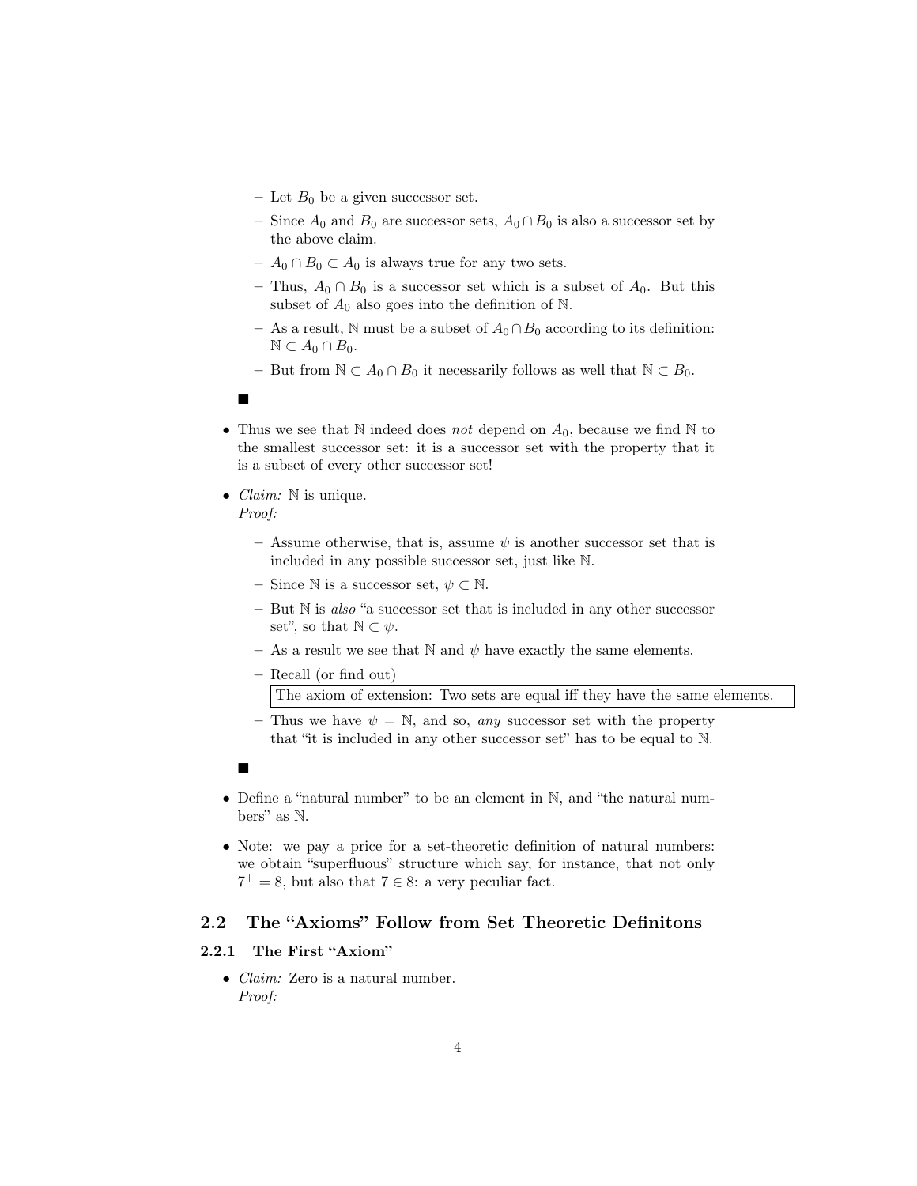- Let $B_0$ be a given successor set.
  - Since $A_0$ and $B_0$ are successor sets, $A_0 \cap B_0$ is also a successor set by the above claim.
  - $A_0 \cap B_0 \subset A_0$ is always true for any two sets.
  - Thus, $A_0 \cap B_0$ is a successor set which is a subset of $A_0$. But this subset of $A_0$ also goes into the definition of $\mathbb{N}$.
  - As a result, $\mathbb{N}$ must be a subset of $A_0 \cap B_0$ according to its definition: $\mathbb{N} \subset A_0 \cap B_0$.
  - But from $\mathbb{N} \subset A_0 \cap B_0$ it necessarily follows as well that $\mathbb{N} \subset B_0$.

  ■

- Thus we see that $\mathbb{N}$ indeed does *not* depend on $A_0$, because we find $\mathbb{N}$ to the smallest successor set: it is a successor set with the property that it is a subset of every other successor set!

- *Claim:* $\mathbb{N}$ is unique.
  *Proof:*

  - Assume otherwise, that is, assume $\psi$ is another successor set that is included in any possible successor set, just like $\mathbb{N}$.
  - Since $\mathbb{N}$ is a successor set, $\psi \subset \mathbb{N}$.
  - But $\mathbb{N}$ is *also* "a successor set that is included in any other successor set", so that $\mathbb{N} \subset \psi$.
  - As a result we see that $\mathbb{N}$ and $\psi$ have exactly the same elements.
  - Recall (or find out)

    | The axiom of extension: Two sets are equal iff they have the same elements. |
    |---|

  - Thus we have $\psi = \mathbb{N}$, and so, *any* successor set with the property that "it is included in any other successor set" has to be equal to $\mathbb{N}$.

  ■

- Define a "natural number" to be an element in $\mathbb{N}$, and "the natural numbers" as $\mathbb{N}$.

- Note: we pay a price for a set-theoretic definition of natural numbers: we obtain "superfluous" structure which say, for instance, that not only $7^+ = 8$, but also that $7 \in 8$: a very peculiar fact.

## 2.2 The "Axioms" Follow from Set Theoretic Definitons

### 2.2.1 The First "Axiom"

- *Claim:* Zero is a natural number.
  *Proof:*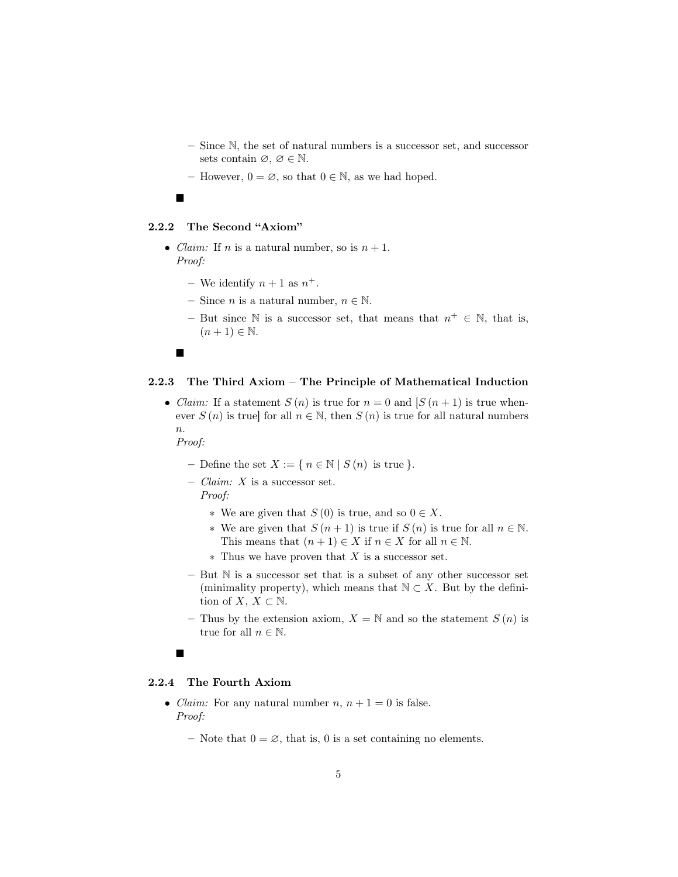- Since $\mathbb{N}$, the set of natural numbers is a successor set, and successor sets contain $\varnothing$, $\varnothing \in \mathbb{N}$.
  - However, $0 = \varnothing$, so that $0 \in \mathbb{N}$, as we had hoped.

■

#### 2.2.2 The Second "Axiom"

- *Claim:* If $n$ is a natural number, so is $n + 1$.
  *Proof:*
  - We identify $n + 1$ as $n^+$.
  - Since $n$ is a natural number, $n \in \mathbb{N}$.
  - But since $\mathbb{N}$ is a successor set, that means that $n^+ \in \mathbb{N}$, that is, $(n + 1) \in \mathbb{N}$.

■

#### 2.2.3 The Third Axiom – The Principle of Mathematical Induction

- *Claim:* If a statement $S(n)$ is true for $n = 0$ and $[S(n+1)$ is true whenever $S(n)$ is true$]$ for all $n \in \mathbb{N}$, then $S(n)$ is true for all natural numbers $n$.
  *Proof:*
  - Define the set $X := \{ n \in \mathbb{N} \mid S(n) \text{ is true} \}$.
  - *Claim:* $X$ is a successor set.
    *Proof:*
    - We are given that $S(0)$ is true, and so $0 \in X$.
    - We are given that $S(n + 1)$ is true if $S(n)$ is true for all $n \in \mathbb{N}$. This means that $(n + 1) \in X$ if $n \in X$ for all $n \in \mathbb{N}$.
    - Thus we have proven that $X$ is a successor set.
  - But $\mathbb{N}$ is a successor set that is a subset of any other successor set (minimality property), which means that $\mathbb{N} \subset X$. But by the definition of $X$, $X \subset \mathbb{N}$.
  - Thus by the extension axiom, $X = \mathbb{N}$ and so the statement $S(n)$ is true for all $n \in \mathbb{N}$.

■

#### 2.2.4 The Fourth Axiom

- *Claim:* For any natural number $n$, $n + 1 = 0$ is false.
  *Proof:*
  - Note that $0 = \varnothing$, that is, 0 is a set containing no elements.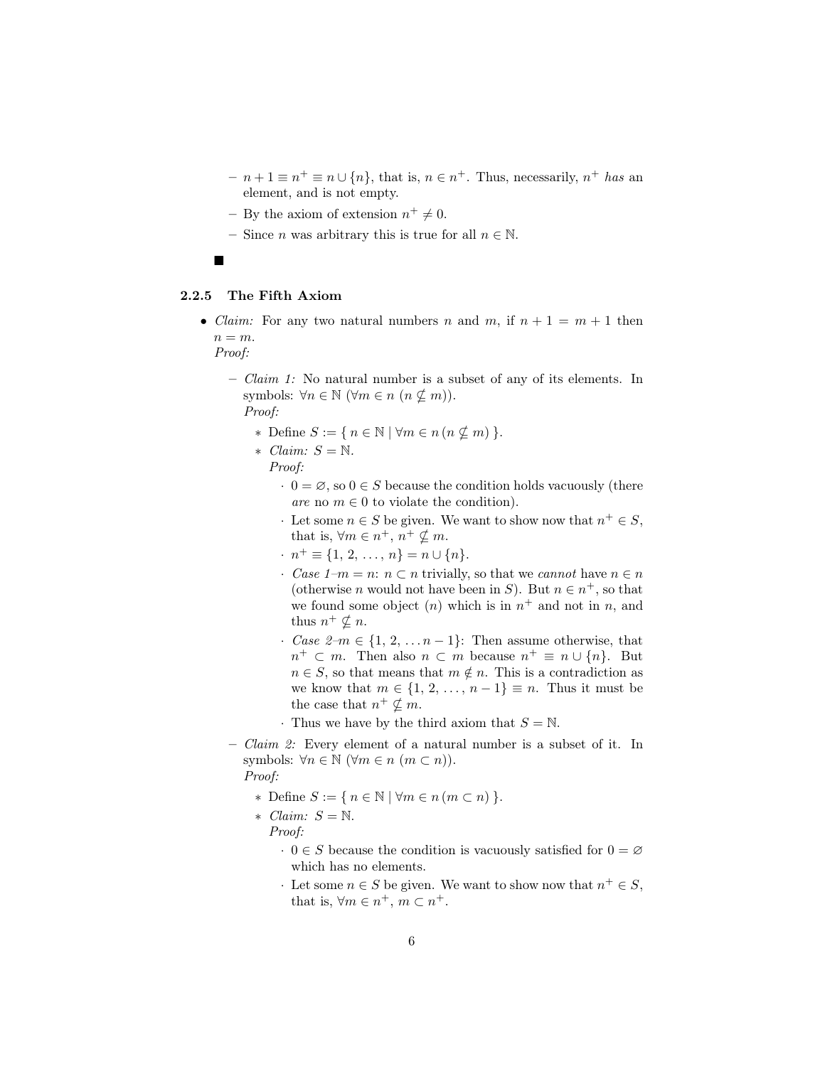- $n + 1 \equiv n^+ \equiv n \cup \{n\}$, that is, $n \in n^+$. Thus, necessarily, $n^+$ *has* an element, and is not empty.
- By the axiom of extension $n^+ \neq 0$.
- Since $n$ was arbitrary this is true for all $n \in \mathbb{N}$.

■

### 2.2.5 The Fifth Axiom

- *Claim:* For any two natural numbers $n$ and $m$, if $n + 1 = m + 1$ then $n = m$.
  *Proof:*
  - *Claim 1:* No natural number is a subset of any of its elements. In symbols: $\forall n \in \mathbb{N}\ (\forall m \in n\ (n \not\subset m))$.
    *Proof:*
    - Define $S := \{\, n \in \mathbb{N} \mid \forall m \in n\, (n \not\subset m)\,\}$.
    - *Claim:* $S = \mathbb{N}$.
      *Proof:*
      - $0 = \varnothing$, so $0 \in S$ because the condition holds vacuously (there *are* no $m \in 0$ to violate the condition).
      - Let some $n \in S$ be given. We want to show now that $n^+ \in S$, that is, $\forall m \in n^+$, $n^+ \not\subset m$.
      - $n^+ \equiv \{1, 2, \ldots, n\} = n \cup \{n\}$.
      - *Case 1–$m = n$:* $n \subset n$ trivially, so that we *cannot* have $n \in n$ (otherwise $n$ would not have been in $S$). But $n \in n^+$, so that we found some object ($n$) which is in $n^+$ and not in $n$, and thus $n^+ \not\subset n$.
      - *Case 2–$m \in \{1, 2, \ldots n-1\}$:* Then assume otherwise, that $n^+ \subset m$. Then also $n \subset m$ because $n^+ \equiv n \cup \{n\}$. But $n \in S$, so that means that $m \notin n$. This is a contradiction as we know that $m \in \{1, 2, \ldots, n-1\} \equiv n$. Thus it must be the case that $n^+ \not\subset m$.
      - Thus we have by the third axiom that $S = \mathbb{N}$.
  - *Claim 2:* Every element of a natural number is a subset of it. In symbols: $\forall n \in \mathbb{N}\ (\forall m \in n\ (m \subset n))$.
    *Proof:*
    - Define $S := \{\, n \in \mathbb{N} \mid \forall m \in n\, (m \subset n)\,\}$.
    - *Claim:* $S = \mathbb{N}$.
      *Proof:*
      - $0 \in S$ because the condition is vacuously satisfied for $0 = \varnothing$ which has no elements.
      - Let some $n \in S$ be given. We want to show now that $n^+ \in S$, that is, $\forall m \in n^+$, $m \subset n^+$.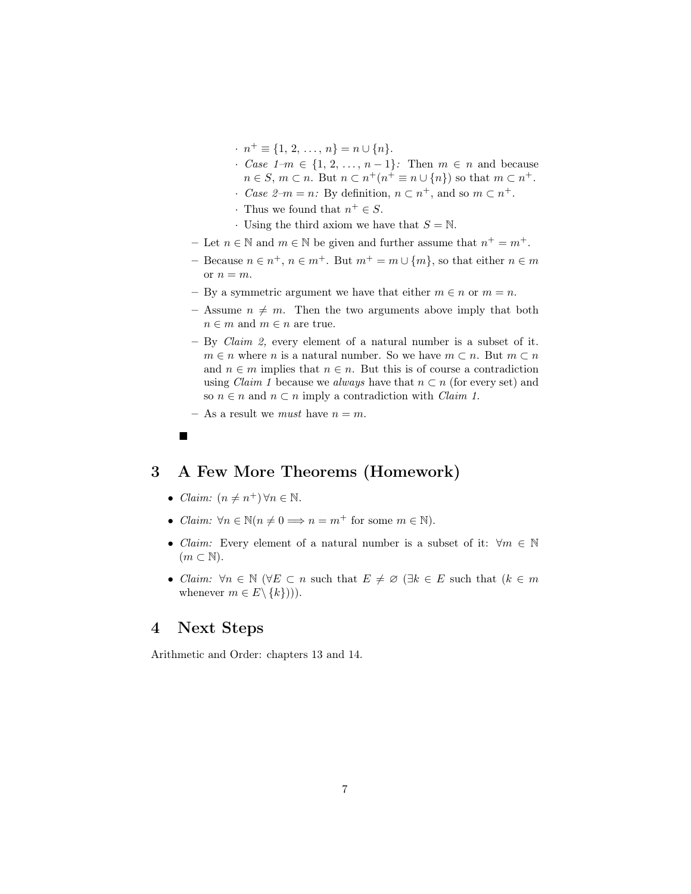- $n^+ \equiv \{1, 2, \ldots, n\} = n \cup \{n\}$.
    - *Case 1–$m \in \{1, 2, \ldots, n-1\}$:* Then $m \in n$ and because $n \in S$, $m \subset n$. But $n \subset n^+ (n^+ \equiv n \cup \{n\})$ so that $m \subset n^+$.
    - *Case 2–$m = n$:* By definition, $n \subset n^+$, and so $m \subset n^+$.
    - Thus we found that $n^+ \in S$.
    - Using the third axiom we have that $S = \mathbb{N}$.
  - Let $n \in \mathbb{N}$ and $m \in \mathbb{N}$ be given and further assume that $n^+ = m^+$.
  - Because $n \in n^+$, $n \in m^+$. But $m^+ = m \cup \{m\}$, so that either $n \in m$ or $n = m$.
  - By a symmetric argument we have that either $m \in n$ or $m = n$.
  - Assume $n \neq m$. Then the two arguments above imply that both $n \in m$ and $m \in n$ are true.
  - By *Claim 2,* every element of a natural number is a subset of it. $m \in n$ where $n$ is a natural number. So we have $m \subset n$. But $m \subset n$ and $n \in m$ implies that $n \in n$. But this is of course a contradiction using *Claim 1* because we *always* have that $n \subset n$ (for every set) and so $n \in n$ and $n \subset n$ imply a contradiction with *Claim 1.*
  - As a result we *must* have $n = m$.

■

## 3 A Few More Theorems (Homework)

- *Claim:* $(n \neq n^+) \, \forall n \in \mathbb{N}$.
- *Claim:* $\forall n \in \mathbb{N} (n \neq 0 \Longrightarrow n = m^+$ for some $m \in \mathbb{N})$.
- *Claim:* Every element of a natural number is a subset of it: $\forall m \in \mathbb{N}$ $(m \subset \mathbb{N})$.
- *Claim:* $\forall n \in \mathbb{N}$ ($\forall E \subset n$ such that $E \neq \varnothing$ ($\exists k \in E$ such that ($k \in m$ whenever $m \in E \setminus \{k\}$))).

## 4 Next Steps

Arithmetic and Order: chapters 13 and 14.